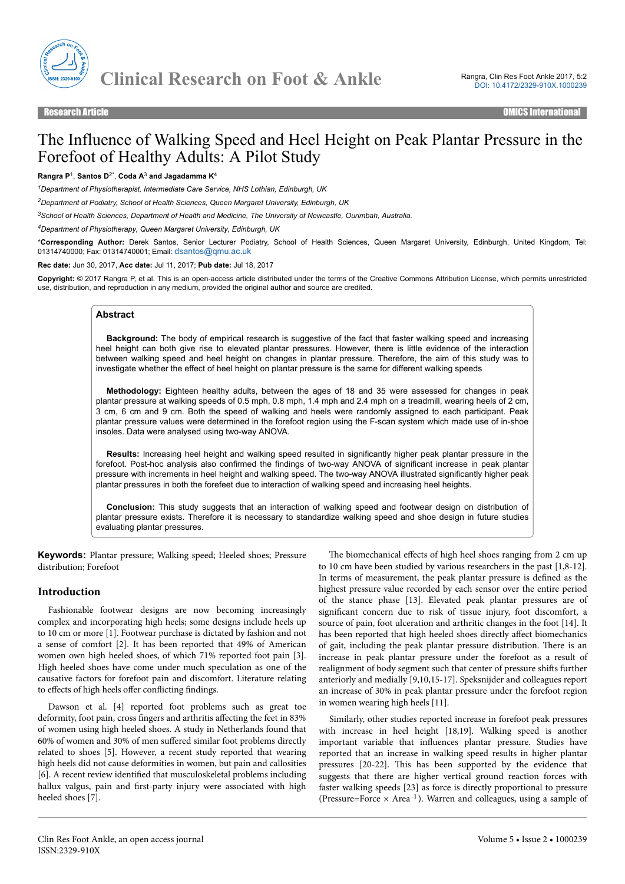Research Article

# The Influence of Walking Speed and Heel Height on Peak Plantar Pressure in the Forefoot of Healthy Adults: A Pilot Study

**Rangra P**[1], **Santos D**[2*], **Coda A**[3] **and Jagadamma K**[4]

[1]*Department of Physiotherapist, Intermediate Care Service, NHS Lothian, Edinburgh, UK*

[2]*Department of Podiatry, School of Health Sciences, Queen Margaret University, Edinburgh, UK*

[3]*School of Health Sciences, Department of Health and Medicine, The University of Newcastle, Ourimbah, Australia.*

[4]*Department of Physiotherapy, Queen Margaret University, Edinburgh, UK*

\***Corresponding Author:** Derek Santos, Senior Lecturer Podiatry, School of Health Sciences, Queen Margaret University, Edinburgh, United Kingdom, Tel: 01314740000; Fax: 01314740001; Email: dsantos@qmu.ac.uk

**Rec date:** Jun 30, 2017, **Acc date:** Jul 11, 2017; **Pub date:** Jul 18, 2017

**Copyright:** © 2017 Rangra P, et al. This is an open-access article distributed under the terms of the Creative Commons Attribution License, which permits unrestricted use, distribution, and reproduction in any medium, provided the original author and source are credited.

## Abstract

**Background:** The body of empirical research is suggestive of the fact that faster walking speed and increasing heel height can both give rise to elevated plantar pressures. However, there is little evidence of the interaction between walking speed and heel height on changes in plantar pressure. Therefore, the aim of this study was to investigate whether the effect of heel height on plantar pressure is the same for different walking speeds

**Methodology:** Eighteen healthy adults, between the ages of 18 and 35 were assessed for changes in peak plantar pressure at walking speeds of 0.5 mph, 0.8 mph, 1.4 mph and 2.4 mph on a treadmill, wearing heels of 2 cm, 3 cm, 6 cm and 9 cm. Both the speed of walking and heels were randomly assigned to each participant. Peak plantar pressure values were determined in the forefoot region using the F-scan system which made use of in-shoe insoles. Data were analysed using two-way ANOVA.

**Results:** Increasing heel height and walking speed resulted in significantly higher peak plantar pressure in the forefoot. Post-hoc analysis also confirmed the findings of two-way ANOVA of significant increase in peak plantar pressure with increments in heel height and walking speed. The two-way ANOVA illustrated significantly higher peak plantar pressures in both the forefeet due to interaction of walking speed and increasing heel heights.

**Conclusion:** This study suggests that an interaction of walking speed and footwear design on distribution of plantar pressure exists. Therefore it is necessary to standardize walking speed and shoe design in future studies evaluating plantar pressures.

**Keywords:** Plantar pressure; Walking speed; Heeled shoes; Pressure distribution; Forefoot

## Introduction

Fashionable footwear designs are now becoming increasingly complex and incorporating high heels; some designs include heels up to 10 cm or more [1]. Footwear purchase is dictated by fashion and not a sense of comfort [2]. It has been reported that 49% of American women own high heeled shoes, of which 71% reported foot pain [3]. High heeled shoes have come under much speculation as one of the causative factors for forefoot pain and discomfort. Literature relating to effects of high heels offer conflicting findings.

Dawson et al. [4] reported foot problems such as great toe deformity, foot pain, cross fingers and arthritis affecting the feet in 83% of women using high heeled shoes. A study in Netherlands found that 60% of women and 30% of men suffered similar foot problems directly related to shoes [5]. However, a recent study reported that wearing high heels did not cause deformities in women, but pain and callosities [6]. A recent review identified that musculoskeletal problems including hallux valgus, pain and first-party injury were associated with high heeled shoes [7].

The biomechanical effects of high heel shoes ranging from 2 cm up to 10 cm have been studied by various researchers in the past [1,8-12]. In terms of measurement, the peak plantar pressure is defined as the highest pressure value recorded by each sensor over the entire period of the stance phase [13]. Elevated peak plantar pressures are of significant concern due to risk of tissue injury, foot discomfort, a source of pain, foot ulceration and arthritic changes in the foot [14]. It has been reported that high heeled shoes directly affect biomechanics of gait, including the peak plantar pressure distribution. There is an increase in peak plantar pressure under the forefoot as a result of realignment of body segment such that center of pressure shifts further anteriorly and medially [9,10,15-17]. Speksnijder and colleagues report an increase of 30% in peak plantar pressure under the forefoot region in women wearing high heels [11].

Similarly, other studies reported increase in forefoot peak pressures with increase in heel height [18,19]. Walking speed is another important variable that influences plantar pressure. Studies have reported that an increase in walking speed results in higher plantar pressures [20-22]. This has been supported by the evidence that suggests that there are higher vertical ground reaction forces with faster walking speeds [23] as force is directly proportional to pressure (Pressure=Force × Area$^{-1}$). Warren and colleagues, using a sample of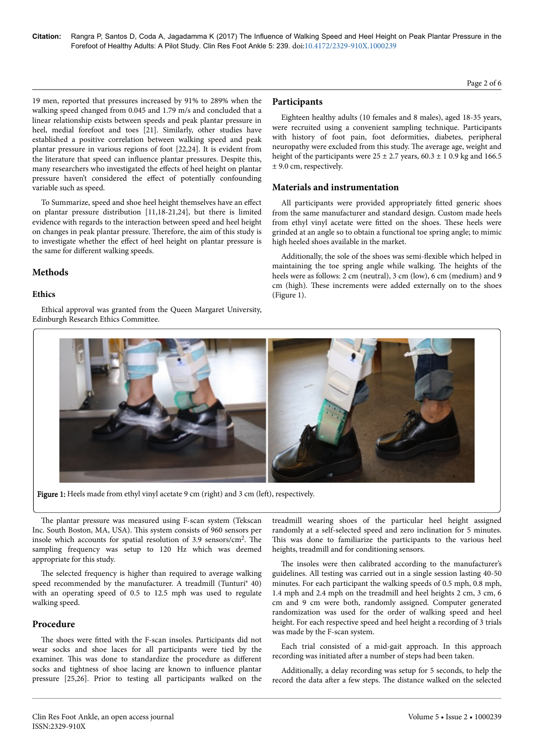19 men, reported that pressures increased by 91% to 289% when the walking speed changed from 0.045 and 1.79 m/s and concluded that a linear relationship exists between speeds and peak plantar pressure in heel, medial forefoot and toes [21]. Similarly, other studies have established a positive correlation between walking speed and peak plantar pressure in various regions of foot [22,24]. It is evident from the literature that speed can influence plantar pressures. Despite this, many researchers who investigated the effects of heel height on plantar pressure haven't considered the effect of potentially confounding variable such as speed.

To Summarize, speed and shoe heel height themselves have an effect on plantar pressure distribution [11,18-21,24], but there is limited evidence with regards to the interaction between speed and heel height on changes in peak plantar pressure. Therefore, the aim of this study is to investigate whether the effect of heel height on plantar pressure is the same for different walking speeds.

## Methods

### Ethics

Ethical approval was granted from the Queen Margaret University, Edinburgh Research Ethics Committee.

### Participants

Eighteen healthy adults (10 females and 8 males), aged 18-35 years, were recruited using a convenient sampling technique. Participants with history of foot pain, foot deformities, diabetes, peripheral neuropathy were excluded from this study. The average age, weight and height of the participants were 25 ± 2.7 years, 60.3 ± 1 0.9 kg and 166.5 ± 9.0 cm, respectively.

### Materials and instrumentation

All participants were provided appropriately fitted generic shoes from the same manufacturer and standard design. Custom made heels from ethyl vinyl acetate were fitted on the shoes. These heels were grinded at an angle so to obtain a functional toe spring angle; to mimic high heeled shoes available in the market.

Additionally, the sole of the shoes was semi-flexible which helped in maintaining the toe spring angle while walking. The heights of the heels were as follows: 2 cm (neutral), 3 cm (low), 6 cm (medium) and 9 cm (high). These increments were added externally on to the shoes (Figure 1).

**Figure 1:** Heels made from ethyl vinyl acetate 9 cm (right) and 3 cm (left), respectively.

The plantar pressure was measured using F-scan system (Tekscan Inc. South Boston, MA, USA). This system consists of 960 sensors per insole which accounts for spatial resolution of 3.9 sensors/cm$^2$. The sampling frequency was setup to 120 Hz which was deemed appropriate for this study.

The selected frequency is higher than required to average walking speed recommended by the manufacturer. A treadmill (Tunturi® 40) with an operating speed of 0.5 to 12.5 mph was used to regulate walking speed.

### Procedure

The shoes were fitted with the F-scan insoles. Participants did not wear socks and shoe laces for all participants were tied by the examiner. This was done to standardize the procedure as different socks and tightness of shoe lacing are known to influence plantar pressure [25,26]. Prior to testing all participants walked on the treadmill wearing shoes of the particular heel height assigned randomly at a self-selected speed and zero inclination for 5 minutes. This was done to familiarize the participants to the various heel heights, treadmill and for conditioning sessions.

The insoles were then calibrated according to the manufacturer's guidelines. All testing was carried out in a single session lasting 40-50 minutes. For each participant the walking speeds of 0.5 mph, 0.8 mph, 1.4 mph and 2.4 mph on the treadmill and heel heights 2 cm, 3 cm, 6 cm and 9 cm were both, randomly assigned. Computer generated randomization was used for the order of walking speed and heel height. For each respective speed and heel height a recording of 3 trials was made by the F-scan system.

Each trial consisted of a mid-gait approach. In this approach recording was initiated after a number of steps had been taken.

Additionally, a delay recording was setup for 5 seconds, to help the record the data after a few steps. The distance walked on the selected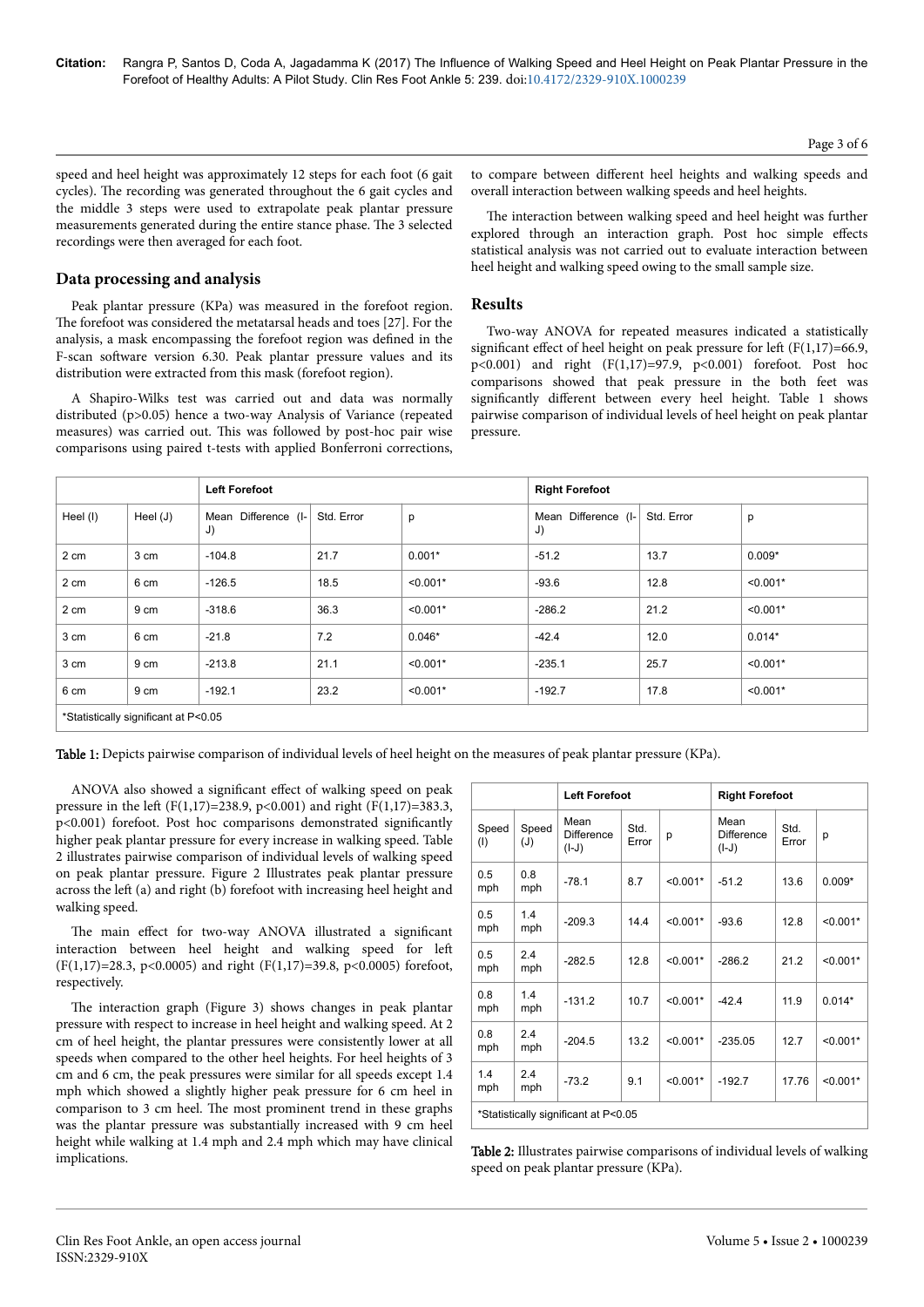speed and heel height was approximately 12 steps for each foot (6 gait cycles). The recording was generated throughout the 6 gait cycles and the middle 3 steps were used to extrapolate peak plantar pressure measurements generated during the entire stance phase. The 3 selected recordings were then averaged for each foot.

## Data processing and analysis

Peak plantar pressure (KPa) was measured in the forefoot region. The forefoot was considered the metatarsal heads and toes [27]. For the analysis, a mask encompassing the forefoot region was defined in the F-scan software version 6.30. Peak plantar pressure values and its distribution were extracted from this mask (forefoot region).

A Shapiro-Wilks test was carried out and data was normally distributed ($p>0.05$) hence a two-way Analysis of Variance (repeated measures) was carried out. This was followed by post-hoc pair wise comparisons using paired t-tests with applied Bonferroni corrections, to compare between different heel heights and walking speeds and overall interaction between walking speeds and heel heights.

The interaction between walking speed and heel height was further explored through an interaction graph. Post hoc simple effects statistical analysis was not carried out to evaluate interaction between heel height and walking speed owing to the small sample size.

## Results

Two-way ANOVA for repeated measures indicated a statistically significant effect of heel height on peak pressure for left ($F(1,17)=66.9$, $p<0.001$) and right ($F(1,17)=97.9$, $p<0.001$) forefoot. Post hoc comparisons showed that peak pressure in the both feet was significantly different between every heel height. Table 1 shows pairwise comparison of individual levels of heel height on peak plantar pressure.

| | | Left Forefoot | | | Right Forefoot | | |
|---|---|---|---|---|---|---|---|
| Heel (I) | Heel (J) | Mean Difference (I-J) | Std. Error | p | Mean Difference (I-J) | Std. Error | p |
| 2 cm | 3 cm | -104.8 | 21.7 | 0.001* | -51.2 | 13.7 | 0.009* |
| 2 cm | 6 cm | -126.5 | 18.5 | <0.001* | -93.6 | 12.8 | <0.001* |
| 2 cm | 9 cm | -318.6 | 36.3 | <0.001* | -286.2 | 21.2 | <0.001* |
| 3 cm | 6 cm | -21.8 | 7.2 | 0.046* | -42.4 | 12.0 | 0.014* |
| 3 cm | 9 cm | -213.8 | 21.1 | <0.001* | -235.1 | 25.7 | <0.001* |
| 6 cm | 9 cm | -192.1 | 23.2 | <0.001* | -192.7 | 17.8 | <0.001* |
| *Statistically significant at P<0.05 | | | | | | | |

**Table 1:** Depicts pairwise comparison of individual levels of heel height on the measures of peak plantar pressure (KPa).

ANOVA also showed a significant effect of walking speed on peak pressure in the left ($F(1,17)=238.9$, $p<0.001$) and right ($F(1,17)=383.3$, $p<0.001$) forefoot. Post hoc comparisons demonstrated significantly higher peak plantar pressure for every increase in walking speed. Table 2 illustrates pairwise comparison of individual levels of walking speed on peak plantar pressure. Figure 2 Illustrates peak plantar pressure across the left (a) and right (b) forefoot with increasing heel height and walking speed.

The main effect for two-way ANOVA illustrated a significant interaction between heel height and walking speed for left ($F(1,17)=28.3$, $p<0.0005$) and right ($F(1,17)=39.8$, $p<0.0005$) forefoot, respectively.

The interaction graph (Figure 3) shows changes in peak plantar pressure with respect to increase in heel height and walking speed. At 2 cm of heel height, the plantar pressures were consistently lower at all speeds when compared to the other heel heights. For heel heights of 3 cm and 6 cm, the peak pressures were similar for all speeds except 1.4 mph which showed a slightly higher peak pressure for 6 cm heel in comparison to 3 cm heel. The most prominent trend in these graphs was the plantar pressure was substantially increased with 9 cm heel height while walking at 1.4 mph and 2.4 mph which may have clinical implications.

| | | Left Forefoot | | | Right Forefoot | | |
|---|---|---|---|---|---|---|---|
| Speed (I) | Speed (J) | Mean Difference (I-J) | Std. Error | p | Mean Difference (I-J) | Std. Error | p |
| 0.5 mph | 0.8 mph | -78.1 | 8.7 | <0.001* | -51.2 | 13.6 | 0.009* |
| 0.5 mph | 1.4 mph | -209.3 | 14.4 | <0.001* | -93.6 | 12.8 | <0.001* |
| 0.5 mph | 2.4 mph | -282.5 | 12.8 | <0.001* | -286.2 | 21.2 | <0.001* |
| 0.8 mph | 1.4 mph | -131.2 | 10.7 | <0.001* | -42.4 | 11.9 | 0.014* |
| 0.8 mph | 2.4 mph | -204.5 | 13.2 | <0.001* | -235.05 | 12.7 | <0.001* |
| 1.4 mph | 2.4 mph | -73.2 | 9.1 | <0.001* | -192.7 | 17.76 | <0.001* |
| *Statistically significant at P<0.05 | | | | | | | |

**Table 2:** Illustrates pairwise comparisons of individual levels of walking speed on peak plantar pressure (KPa).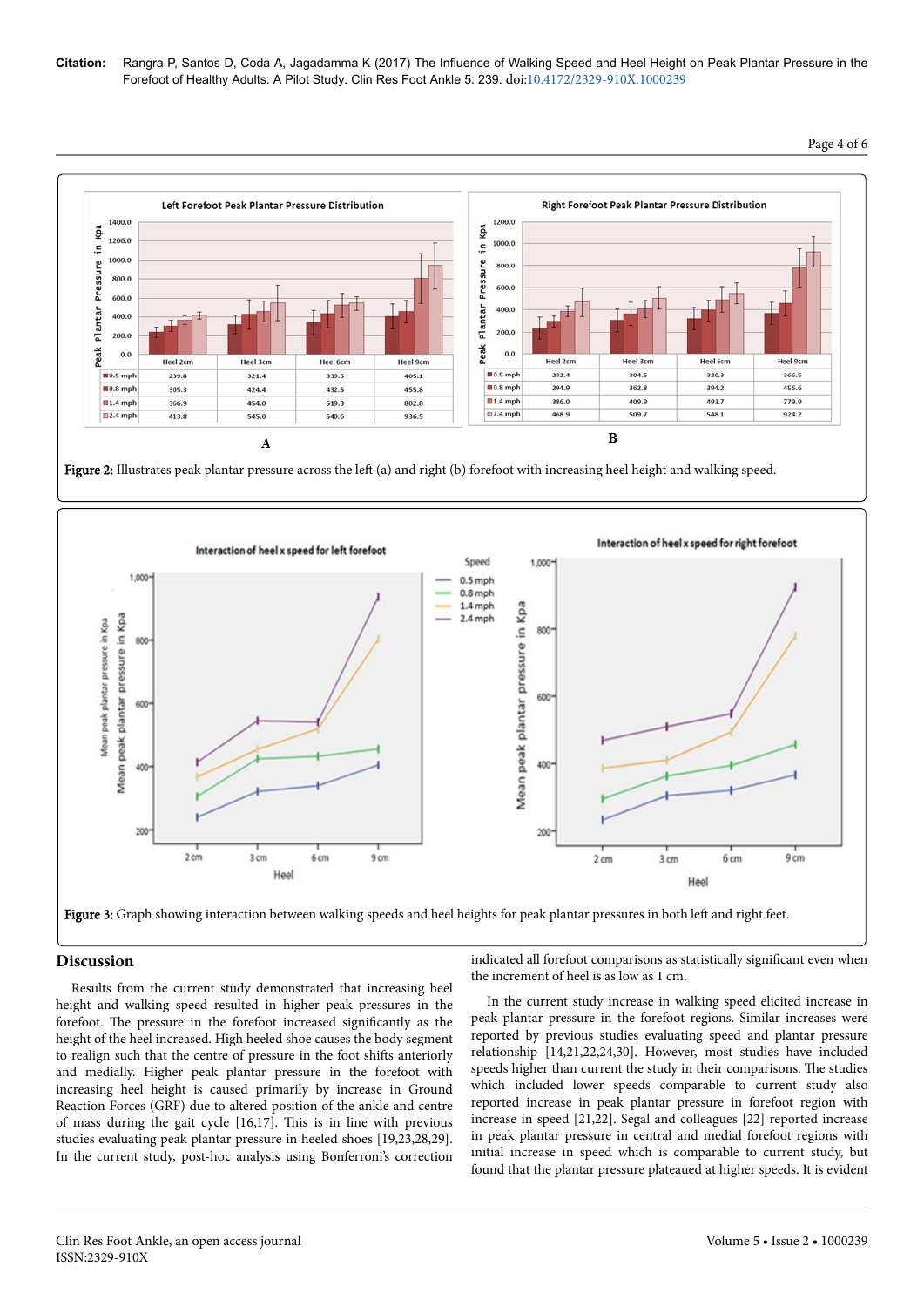Figure 2 (A): Left Forefoot Peak Plantar Pressure Distribution

| | Heel 2cm | Heel 3cm | Heel 6cm | Heel 9cm |
|---|---|---|---|---|
| 0.5 mph | 239.8 | 321.4 | 339.5 | 405.1 |
| 0.8 mph | 305.3 | 424.4 | 432.5 | 455.8 |
| 1.4 mph | 366.9 | 454.0 | 519.3 | 802.8 |
| 2.4 mph | 413.8 | 545.0 | 540.6 | 936.5 |

Figure 2 (B): Right Forefoot Peak Plantar Pressure Distribution

| | Heel 2cm | Heel 3cm | Heel 6cm | Heel 9cm |
|---|---|---|---|---|
| 0.5 mph | 232.4 | 304.5 | 320.3 | 366.5 |
| 0.8 mph | 294.9 | 362.8 | 394.2 | 456.6 |
| 1.4 mph | 386.0 | 409.9 | 493.7 | 779.9 |
| 2.4 mph | 468.9 | 509.7 | 548.1 | 924.2 |

**Figure 2:** Illustrates peak plantar pressure across the left (a) and right (b) forefoot with increasing heel height and walking speed.

**Figure 3:** Graph showing interaction between walking speeds and heel heights for peak plantar pressures in both left and right feet.

## Discussion

Results from the current study demonstrated that increasing heel height and walking speed resulted in higher peak pressures in the forefoot. The pressure in the forefoot increased significantly as the height of the heel increased. High heeled shoe causes the body segment to realign such that the centre of pressure in the foot shifts anteriorly and medially. Higher peak plantar pressure in the forefoot with increasing heel height is caused primarily by increase in Ground Reaction Forces (GRF) due to altered position of the ankle and centre of mass during the gait cycle [16,17]. This is in line with previous studies evaluating peak plantar pressure in heeled shoes [19,23,28,29]. In the current study, post-hoc analysis using Bonferroni's correction indicated all forefoot comparisons as statistically significant even when the increment of heel is as low as 1 cm.

In the current study increase in walking speed elicited increase in peak plantar pressure in the forefoot regions. Similar increases were reported by previous studies evaluating speed and plantar pressure relationship [14,21,22,24,30]. However, most studies have included speeds higher than current the study in their comparisons. The studies which included lower speeds comparable to current study also reported increase in peak plantar pressure in forefoot region with increase in speed [21,22]. Segal and colleagues [22] reported increase in peak plantar pressure in central and medial forefoot regions with initial increase in speed which is comparable to current study, but found that the plantar pressure plateaued at higher speeds. It is evident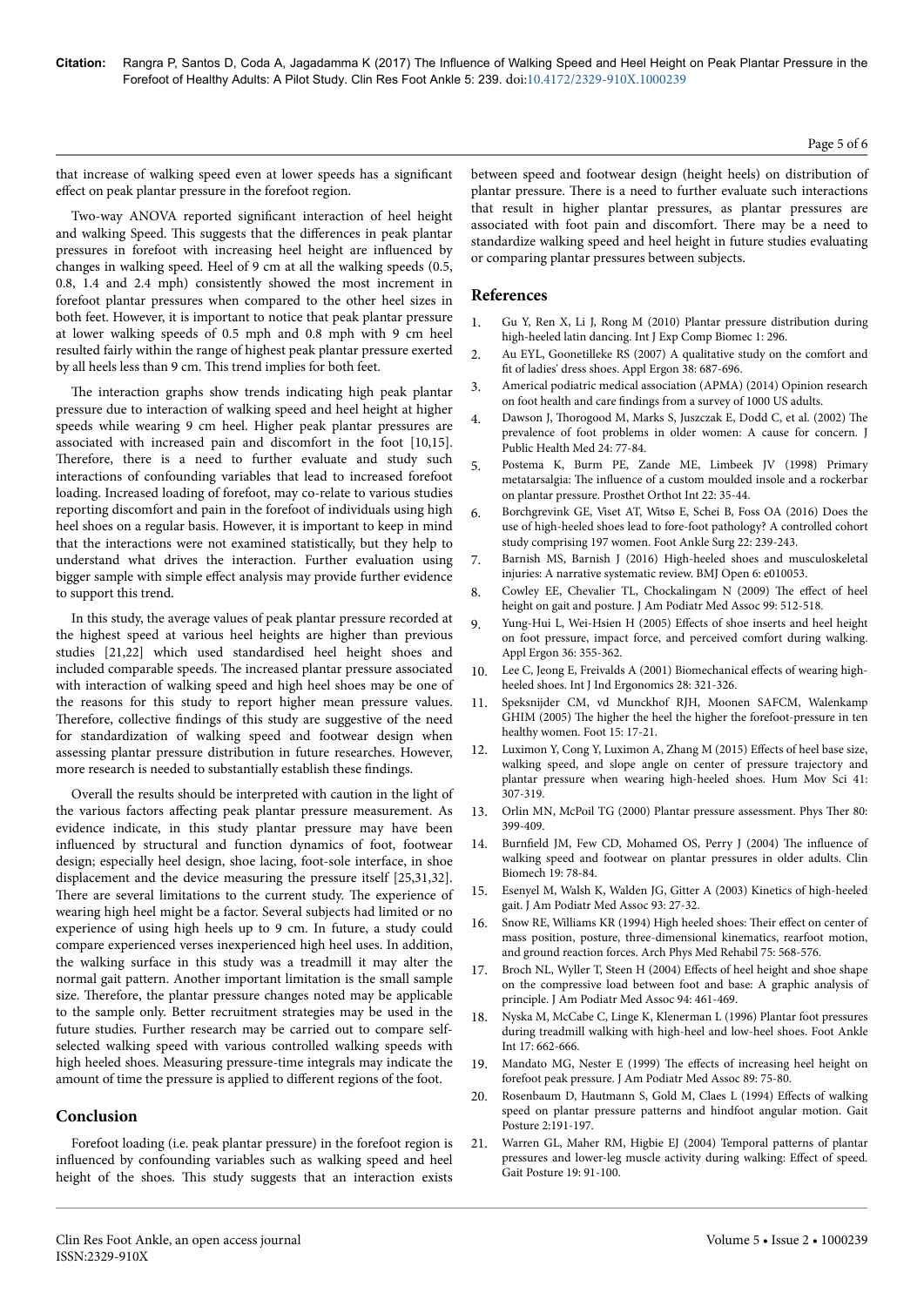that increase of walking speed even at lower speeds has a significant effect on peak plantar pressure in the forefoot region.

Two-way ANOVA reported significant interaction of heel height and walking Speed. This suggests that the differences in peak plantar pressures in forefoot with increasing heel height are influenced by changes in walking speed. Heel of 9 cm at all the walking speeds (0.5, 0.8, 1.4 and 2.4 mph) consistently showed the most increment in forefoot plantar pressures when compared to the other heel sizes in both feet. However, it is important to notice that peak plantar pressure at lower walking speeds of 0.5 mph and 0.8 mph with 9 cm heel resulted fairly within the range of highest peak plantar pressure exerted by all heels less than 9 cm. This trend implies for both feet.

The interaction graphs show trends indicating high peak plantar pressure due to interaction of walking speed and heel height at higher speeds while wearing 9 cm heel. Higher peak plantar pressures are associated with increased pain and discomfort in the foot [10,15]. Therefore, there is a need to further evaluate and study such interactions of confounding variables that lead to increased forefoot loading. Increased loading of forefoot, may co-relate to various studies reporting discomfort and pain in the forefoot of individuals using high heel shoes on a regular basis. However, it is important to keep in mind that the interactions were not examined statistically, but they help to understand what drives the interaction. Further evaluation using bigger sample with simple effect analysis may provide further evidence to support this trend.

In this study, the average values of peak plantar pressure recorded at the highest speed at various heel heights are higher than previous studies [21,22] which used standardised heel height shoes and included comparable speeds. The increased plantar pressure associated with interaction of walking speed and high heel shoes may be one of the reasons for this study to report higher mean pressure values. Therefore, collective findings of this study are suggestive of the need for standardization of walking speed and footwear design when assessing plantar pressure distribution in future researches. However, more research is needed to substantially establish these findings.

Overall the results should be interpreted with caution in the light of the various factors affecting peak plantar pressure measurement. As evidence indicate, in this study plantar pressure may have been influenced by structural and function dynamics of foot, footwear design; especially heel design, shoe lacing, foot-sole interface, in shoe displacement and the device measuring the pressure itself [25,31,32]. There are several limitations to the current study. The experience of wearing high heel might be a factor. Several subjects had limited or no experience of using high heels up to 9 cm. In future, a study could compare experienced verses inexperienced high heel uses. In addition, the walking surface in this study was a treadmill it may alter the normal gait pattern. Another important limitation is the small sample size. Therefore, the plantar pressure changes noted may be applicable to the sample only. Better recruitment strategies may be used in the future studies. Further research may be carried out to compare self-selected walking speed with various controlled walking speeds with high heeled shoes. Measuring pressure-time integrals may indicate the amount of time the pressure is applied to different regions of the foot.

## Conclusion

Forefoot loading (i.e. peak plantar pressure) in the forefoot region is influenced by confounding variables such as walking speed and heel height of the shoes. This study suggests that an interaction exists between speed and footwear design (height heels) on distribution of plantar pressure. There is a need to further evaluate such interactions that result in higher plantar pressures, as plantar pressures are associated with foot pain and discomfort. There may be a need to standardize walking speed and heel height in future studies evaluating or comparing plantar pressures between subjects.

## References

1. Gu Y, Ren X, Li J, Rong M (2010) Plantar pressure distribution during high-heeled latin dancing. Int J Exp Comp Biomec 1: 296.
2. Au EYL, Goonetilleke RS (2007) A qualitative study on the comfort and fit of ladies' dress shoes. Appl Ergon 38: 687-696.
3. Americal podiatric medical association (APMA) (2014) Opinion research on foot health and care findings from a survey of 1000 US adults.
4. Dawson J, Thorogood M, Marks S, Juszczak E, Dodd C, et al. (2002) The prevalence of foot problems in older women: A cause for concern. J Public Health Med 24: 77-84.
5. Postema K, Burm PE, Zande ME, Limbeek JV (1998) Primary metatarsalgia: The influence of a custom moulded insole and a rockerbar on plantar pressure. Prosthet Orthot Int 22: 35-44.
6. Borchgrevink GE, Viset AT, Witsø E, Schei B, Foss OA (2016) Does the use of high-heeled shoes lead to fore-foot pathology? A controlled cohort study comprising 197 women. Foot Ankle Surg 22: 239-243.
7. Barnish MS, Barnish J (2016) High-heeled shoes and musculoskeletal injuries: A narrative systematic review. BMJ Open 6: e010053.
8. Cowley EE, Chevalier TL, Chockalingam N (2009) The effect of heel height on gait and posture. J Am Podiatr Med Assoc 99: 512-518.
9. Yung-Hui L, Wei-Hsien H (2005) Effects of shoe inserts and heel height on foot pressure, impact force, and perceived comfort during walking. Appl Ergon 36: 355-362.
10. Lee C, Jeong E, Freivalds A (2001) Biomechanical effects of wearing high-heeled shoes. Int J Ind Ergonomics 28: 321-326.
11. Speksnijder CM, vd Munckhof RJH, Moonen SAFCM, Walenkamp GHIM (2005) The higher the heel the higher the forefoot-pressure in ten healthy women. Foot 15: 17-21.
12. Luximon Y, Cong Y, Luximon A, Zhang M (2015) Effects of heel base size, walking speed, and slope angle on center of pressure trajectory and plantar pressure when wearing high-heeled shoes. Hum Mov Sci 41: 307-319.
13. Orlin MN, McPoil TG (2000) Plantar pressure assessment. Phys Ther 80: 399-409.
14. Burnfield JM, Few CD, Mohamed OS, Perry J (2004) The influence of walking speed and footwear on plantar pressures in older adults. Clin Biomech 19: 78-84.
15. Esenyel M, Walsh K, Walden JG, Gitter A (2003) Kinetics of high-heeled gait. J Am Podiatr Med Assoc 93: 27-32.
16. Snow RE, Williams KR (1994) High heeled shoes: Their effect on center of mass position, posture, three-dimensional kinematics, rearfoot motion, and ground reaction forces. Arch Phys Med Rehabil 75: 568-576.
17. Broch NL, Wyller T, Steen H (2004) Effects of heel height and shoe shape on the compressive load between foot and base: A graphic analysis of principle. J Am Podiatr Med Assoc 94: 461-469.
18. Nyska M, McCabe C, Linge K, Klenerman L (1996) Plantar foot pressures during treadmill walking with high-heel and low-heel shoes. Foot Ankle Int 17: 662-666.
19. Mandato MG, Nester E (1999) The effects of increasing heel height on forefoot peak pressure. J Am Podiatr Med Assoc 89: 75-80.
20. Rosenbaum D, Hautmann S, Gold M, Claes L (1994) Effects of walking speed on plantar pressure patterns and hindfoot angular motion. Gait Posture 2:191-197.
21. Warren GL, Maher RM, Higbie EJ (2004) Temporal patterns of plantar pressures and lower-leg muscle activity during walking: Effect of speed. Gait Posture 19: 91-100.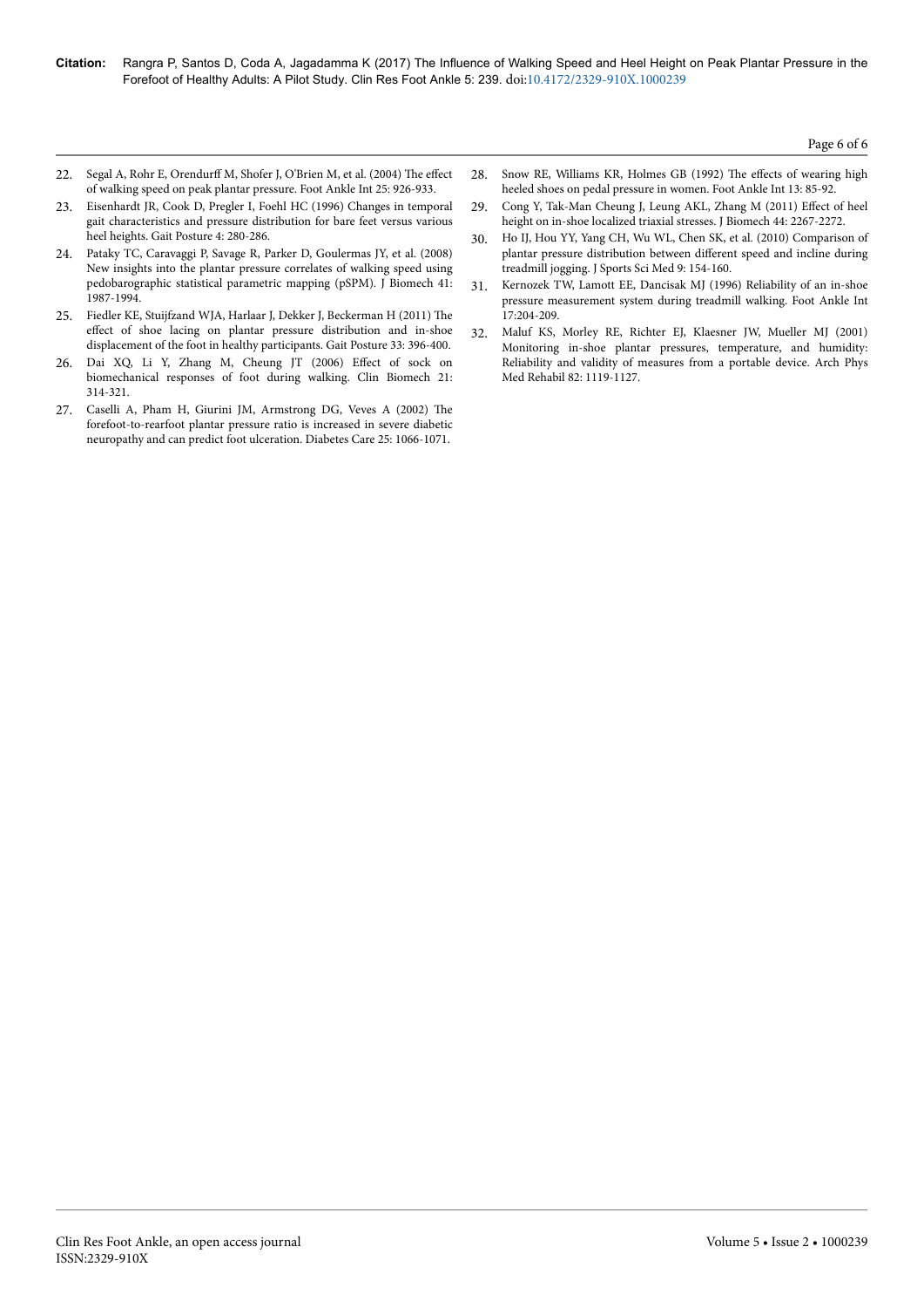22. Segal A, Rohr E, Orendurff M, Shofer J, O'Brien M, et al. (2004) The effect of walking speed on peak plantar pressure. Foot Ankle Int 25: 926-933.
23. Eisenhardt JR, Cook D, Pregler I, Foehl HC (1996) Changes in temporal gait characteristics and pressure distribution for bare feet versus various heel heights. Gait Posture 4: 280-286.
24. Pataky TC, Caravaggi P, Savage R, Parker D, Goulermas JY, et al. (2008) New insights into the plantar pressure correlates of walking speed using pedobarographic statistical parametric mapping (pSPM). J Biomech 41: 1987-1994.
25. Fiedler KE, Stuijfzand WJA, Harlaar J, Dekker J, Beckerman H (2011) The effect of shoe lacing on plantar pressure distribution and in-shoe displacement of the foot in healthy participants. Gait Posture 33: 396-400.
26. Dai XQ, Li Y, Zhang M, Cheung JT (2006) Effect of sock on biomechanical responses of foot during walking. Clin Biomech 21: 314-321.
27. Caselli A, Pham H, Giurini JM, Armstrong DG, Veves A (2002) The forefoot-to-rearfoot plantar pressure ratio is increased in severe diabetic neuropathy and can predict foot ulceration. Diabetes Care 25: 1066-1071.
28. Snow RE, Williams KR, Holmes GB (1992) The effects of wearing high heeled shoes on pedal pressure in women. Foot Ankle Int 13: 85-92.
29. Cong Y, Tak-Man Cheung J, Leung AKL, Zhang M (2011) Effect of heel height on in-shoe localized triaxial stresses. J Biomech 44: 2267-2272.
30. Ho IJ, Hou YY, Yang CH, Wu WL, Chen SK, et al. (2010) Comparison of plantar pressure distribution between different speed and incline during treadmill jogging. J Sports Sci Med 9: 154-160.
31. Kernozek TW, Lamott EE, Dancisak MJ (1996) Reliability of an in-shoe pressure measurement system during treadmill walking. Foot Ankle Int 17:204-209.
32. Maluf KS, Morley RE, Richter EJ, Klaesner JW, Mueller MJ (2001) Monitoring in-shoe plantar pressures, temperature, and humidity: Reliability and validity of measures from a portable device. Arch Phys Med Rehabil 82: 1119-1127.